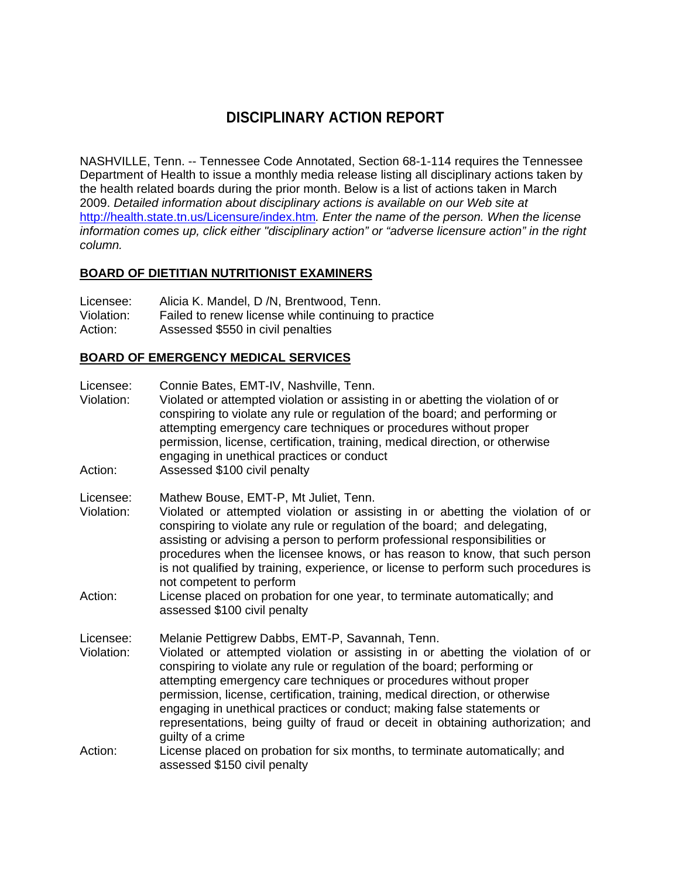# DISCIPLINARY ACTION REPORT

NASHVILLE, Tenn. -- Tennessee Code Annotated, Section 68-1-114 requires the Tennessee Department of Health to issue a monthly media release listing all disciplinary actions taken by the health related boards during the prior month. Below is a list of actions taken in March 2009. *Detailed information about disciplinary actions is available on our Web site at* http://health.state.tn.us/Licensure/index.htm*. Enter the name of the person. When the license information comes up, click either "disciplinary action" or "adverse licensure action" in the right column.*

## BOARD OF DIETITIAN NUTRITIONIST EXAMINERS

Licensee: Alicia K. Mandel, D /N, Brentwood, Tenn.
Violation: Failed to renew license while continuing to practice
Action: Assessed $550 in civil penalties

## BOARD OF EMERGENCY MEDICAL SERVICES

Licensee: Connie Bates, EMT-IV, Nashville, Tenn.
Violation: Violated or attempted violation or assisting in or abetting the violation of or conspiring to violate any rule or regulation of the board; and performing or attempting emergency care techniques or procedures without proper permission, license, certification, training, medical direction, or otherwise engaging in unethical practices or conduct
Action: Assessed $100 civil penalty

Licensee: Mathew Bouse, EMT-P, Mt Juliet, Tenn.
Violation: Violated or attempted violation or assisting in or abetting the violation of or conspiring to violate any rule or regulation of the board; and delegating, assisting or advising a person to perform professional responsibilities or procedures when the licensee knows, or has reason to know, that such person is not qualified by training, experience, or license to perform such procedures is not competent to perform
Action: License placed on probation for one year, to terminate automatically; and assessed $100 civil penalty

Licensee: Melanie Pettigrew Dabbs, EMT-P, Savannah, Tenn.
Violation: Violated or attempted violation or assisting in or abetting the violation of or conspiring to violate any rule or regulation of the board; performing or attempting emergency care techniques or procedures without proper permission, license, certification, training, medical direction, or otherwise engaging in unethical practices or conduct; making false statements or representations, being guilty of fraud or deceit in obtaining authorization; and guilty of a crime
Action: License placed on probation for six months, to terminate automatically; and assessed $150 civil penalty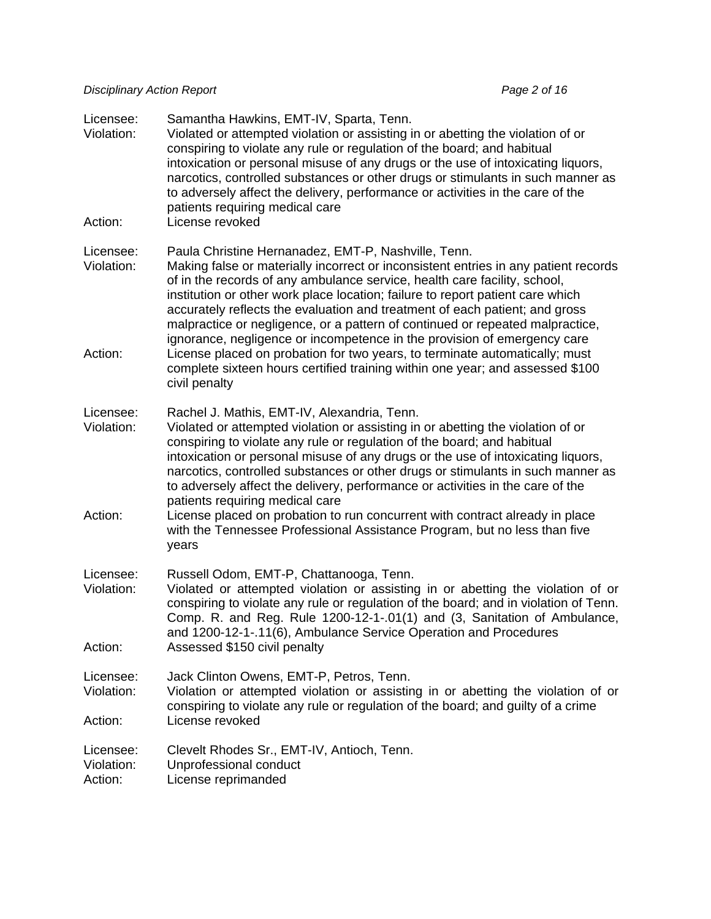Licensee: Samantha Hawkins, EMT-IV, Sparta, Tenn.
Violation: Violated or attempted violation or assisting in or abetting the violation of or conspiring to violate any rule or regulation of the board; and habitual intoxication or personal misuse of any drugs or the use of intoxicating liquors, narcotics, controlled substances or other drugs or stimulants in such manner as to adversely affect the delivery, performance or activities in the care of the patients requiring medical care
Action: License revoked

Licensee: Paula Christine Hernanadez, EMT-P, Nashville, Tenn.
Violation: Making false or materially incorrect or inconsistent entries in any patient records of in the records of any ambulance service, health care facility, school, institution or other work place location; failure to report patient care which accurately reflects the evaluation and treatment of each patient; and gross malpractice or negligence, or a pattern of continued or repeated malpractice, ignorance, negligence or incompetence in the provision of emergency care
Action: License placed on probation for two years, to terminate automatically; must complete sixteen hours certified training within one year; and assessed $100 civil penalty

Licensee: Rachel J. Mathis, EMT-IV, Alexandria, Tenn.
Violation: Violated or attempted violation or assisting in or abetting the violation of or conspiring to violate any rule or regulation of the board; and habitual intoxication or personal misuse of any drugs or the use of intoxicating liquors, narcotics, controlled substances or other drugs or stimulants in such manner as to adversely affect the delivery, performance or activities in the care of the patients requiring medical care
Action: License placed on probation to run concurrent with contract already in place with the Tennessee Professional Assistance Program, but no less than five years

Licensee: Russell Odom, EMT-P, Chattanooga, Tenn.
Violation: Violated or attempted violation or assisting in or abetting the violation of or conspiring to violate any rule or regulation of the board; and in violation of Tenn. Comp. R. and Reg. Rule 1200-12-1-.01(1) and (3, Sanitation of Ambulance, and 1200-12-1-.11(6), Ambulance Service Operation and Procedures
Action: Assessed $150 civil penalty

Licensee: Jack Clinton Owens, EMT-P, Petros, Tenn.
Violation: Violation or attempted violation or assisting in or abetting the violation of or conspiring to violate any rule or regulation of the board; and guilty of a crime
Action: License revoked

Licensee: Clevelt Rhodes Sr., EMT-IV, Antioch, Tenn.
Violation: Unprofessional conduct
Action: License reprimanded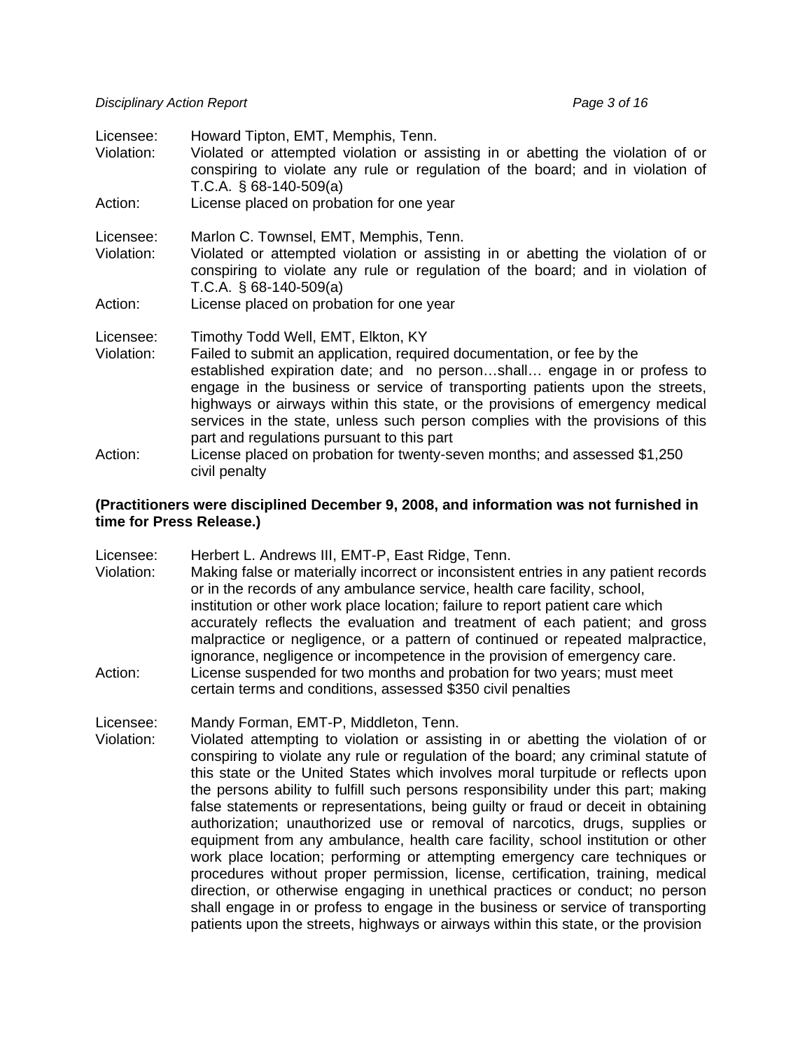Licensee: Howard Tipton, EMT, Memphis, Tenn.
Violation: Violated or attempted violation or assisting in or abetting the violation of or conspiring to violate any rule or regulation of the board; and in violation of T.C.A. § 68-140-509(a)
Action: License placed on probation for one year

Licensee: Marlon C. Townsel, EMT, Memphis, Tenn.
Violation: Violated or attempted violation or assisting in or abetting the violation of or conspiring to violate any rule or regulation of the board; and in violation of T.C.A. § 68-140-509(a)
Action: License placed on probation for one year

Licensee: Timothy Todd Well, EMT, Elkton, KY
Violation: Failed to submit an application, required documentation, or fee by the established expiration date; and no person…shall… engage in or profess to engage in the business or service of transporting patients upon the streets, highways or airways within this state, or the provisions of emergency medical services in the state, unless such person complies with the provisions of this part and regulations pursuant to this part
Action: License placed on probation for twenty-seven months; and assessed $1,250 civil penalty

**(Practitioners were disciplined December 9, 2008, and information was not furnished in time for Press Release.)**

Licensee: Herbert L. Andrews III, EMT-P, East Ridge, Tenn.
Violation: Making false or materially incorrect or inconsistent entries in any patient records or in the records of any ambulance service, health care facility, school, institution or other work place location; failure to report patient care which accurately reflects the evaluation and treatment of each patient; and gross malpractice or negligence, or a pattern of continued or repeated malpractice, ignorance, negligence or incompetence in the provision of emergency care.
Action: License suspended for two months and probation for two years; must meet certain terms and conditions, assessed $350 civil penalties

Licensee: Mandy Forman, EMT-P, Middleton, Tenn.
Violation: Violated attempting to violation or assisting in or abetting the violation of or conspiring to violate any rule or regulation of the board; any criminal statute of this state or the United States which involves moral turpitude or reflects upon the persons ability to fulfill such persons responsibility under this part; making false statements or representations, being guilty or fraud or deceit in obtaining authorization; unauthorized use or removal of narcotics, drugs, supplies or equipment from any ambulance, health care facility, school institution or other work place location; performing or attempting emergency care techniques or procedures without proper permission, license, certification, training, medical direction, or otherwise engaging in unethical practices or conduct; no person shall engage in or profess to engage in the business or service of transporting patients upon the streets, highways or airways within this state, or the provision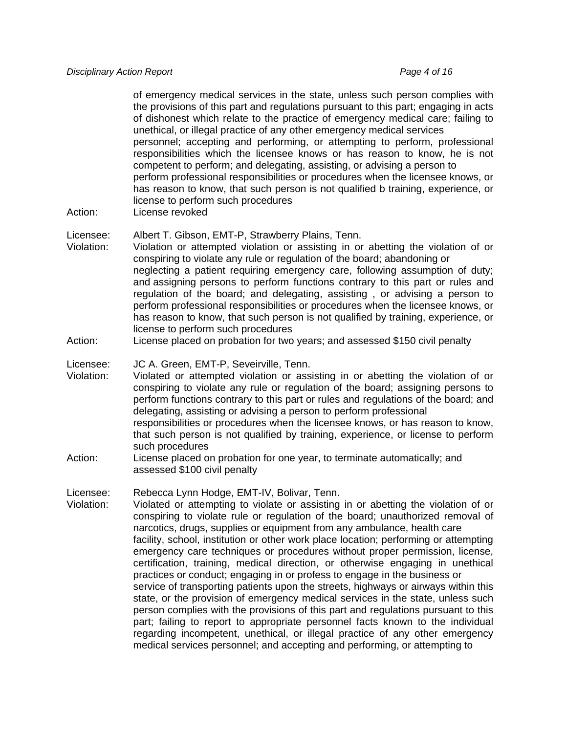of emergency medical services in the state, unless such person complies with the provisions of this part and regulations pursuant to this part; engaging in acts of dishonest which relate to the practice of emergency medical care; failing to unethical, or illegal practice of any other emergency medical services personnel; accepting and performing, or attempting to perform, professional responsibilities which the licensee knows or has reason to know, he is not competent to perform; and delegating, assisting, or advising a person to perform professional responsibilities or procedures when the licensee knows, or has reason to know, that such person is not qualified b training, experience, or license to perform such procedures

Action: License revoked

Licensee: Albert T. Gibson, EMT-P, Strawberry Plains, Tenn.

Violation: Violation or attempted violation or assisting in or abetting the violation of or conspiring to violate any rule or regulation of the board; abandoning or neglecting a patient requiring emergency care, following assumption of duty; and assigning persons to perform functions contrary to this part or rules and regulation of the board; and delegating, assisting , or advising a person to perform professional responsibilities or procedures when the licensee knows, or has reason to know, that such person is not qualified by training, experience, or license to perform such procedures

Action: License placed on probation for two years; and assessed $150 civil penalty

Licensee: JC A. Green, EMT-P, Seveirville, Tenn.

Violation: Violated or attempted violation or assisting in or abetting the violation of or conspiring to violate any rule or regulation of the board; assigning persons to perform functions contrary to this part or rules and regulations of the board; and delegating, assisting or advising a person to perform professional responsibilities or procedures when the licensee knows, or has reason to know, that such person is not qualified by training, experience, or license to perform such procedures

Action: License placed on probation for one year, to terminate automatically; and assessed $100 civil penalty

Licensee: Rebecca Lynn Hodge, EMT-IV, Bolivar, Tenn.

Violation: Violated or attempting to violate or assisting in or abetting the violation of or conspiring to violate rule or regulation of the board; unauthorized removal of narcotics, drugs, supplies or equipment from any ambulance, health care facility, school, institution or other work place location; performing or attempting emergency care techniques or procedures without proper permission, license, certification, training, medical direction, or otherwise engaging in unethical practices or conduct; engaging in or profess to engage in the business or service of transporting patients upon the streets, highways or airways within this state, or the provision of emergency medical services in the state, unless such person complies with the provisions of this part and regulations pursuant to this part; failing to report to appropriate personnel facts known to the individual regarding incompetent, unethical, or illegal practice of any other emergency medical services personnel; and accepting and performing, or attempting to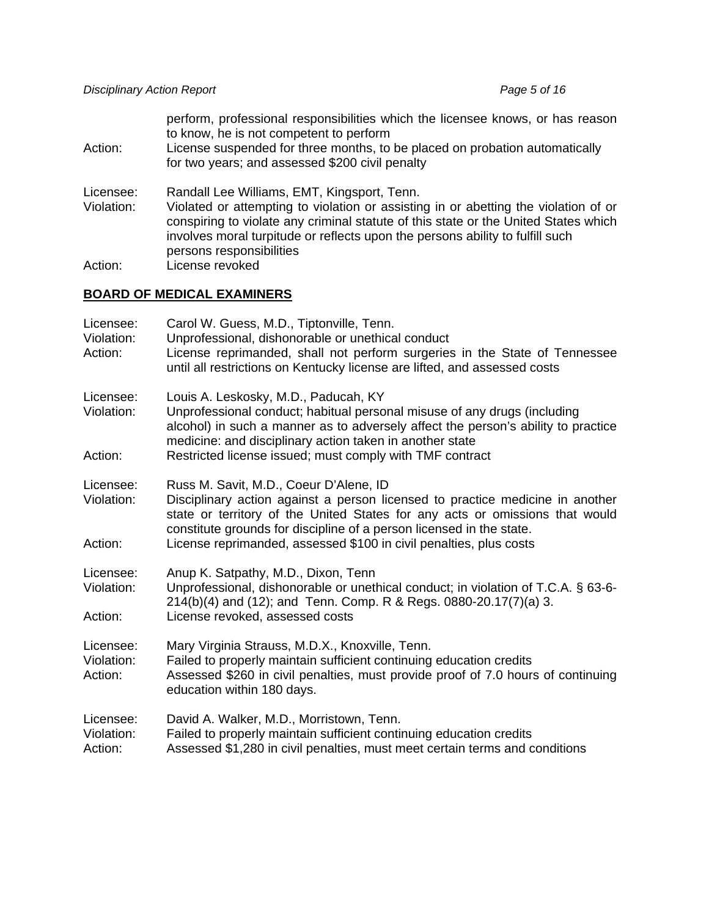perform, professional responsibilities which the licensee knows, or has reason to know, he is not competent to perform

Action: License suspended for three months, to be placed on probation automatically for two years; and assessed $200 civil penalty

Licensee: Randall Lee Williams, EMT, Kingsport, Tenn.

Violation: Violated or attempting to violation or assisting in or abetting the violation of or conspiring to violate any criminal statute of this state or the United States which involves moral turpitude or reflects upon the persons ability to fulfill such persons responsibilities

Action: License revoked

## BOARD OF MEDICAL EXAMINERS

Licensee: Carol W. Guess, M.D., Tiptonville, Tenn.

Violation: Unprofessional, dishonorable or unethical conduct

Action: License reprimanded, shall not perform surgeries in the State of Tennessee until all restrictions on Kentucky license are lifted, and assessed costs

Licensee: Louis A. Leskosky, M.D., Paducah, KY

Violation: Unprofessional conduct; habitual personal misuse of any drugs (including alcohol) in such a manner as to adversely affect the person's ability to practice medicine: and disciplinary action taken in another state

Action: Restricted license issued; must comply with TMF contract

Licensee: Russ M. Savit, M.D., Coeur D'Alene, ID

Violation: Disciplinary action against a person licensed to practice medicine in another state or territory of the United States for any acts or omissions that would constitute grounds for discipline of a person licensed in the state.

Action: License reprimanded, assessed $100 in civil penalties, plus costs

Licensee: Anup K. Satpathy, M.D., Dixon, Tenn

Violation: Unprofessional, dishonorable or unethical conduct; in violation of T.C.A. § 63-6-214(b)(4) and (12); and Tenn. Comp. R & Regs. 0880-20.17(7)(a) 3.

Action: License revoked, assessed costs

Licensee: Mary Virginia Strauss, M.D.X., Knoxville, Tenn.

Violation: Failed to properly maintain sufficient continuing education credits

Action: Assessed $260 in civil penalties, must provide proof of 7.0 hours of continuing education within 180 days.

Licensee: David A. Walker, M.D., Morristown, Tenn.

Violation: Failed to properly maintain sufficient continuing education credits

Action: Assessed $1,280 in civil penalties, must meet certain terms and conditions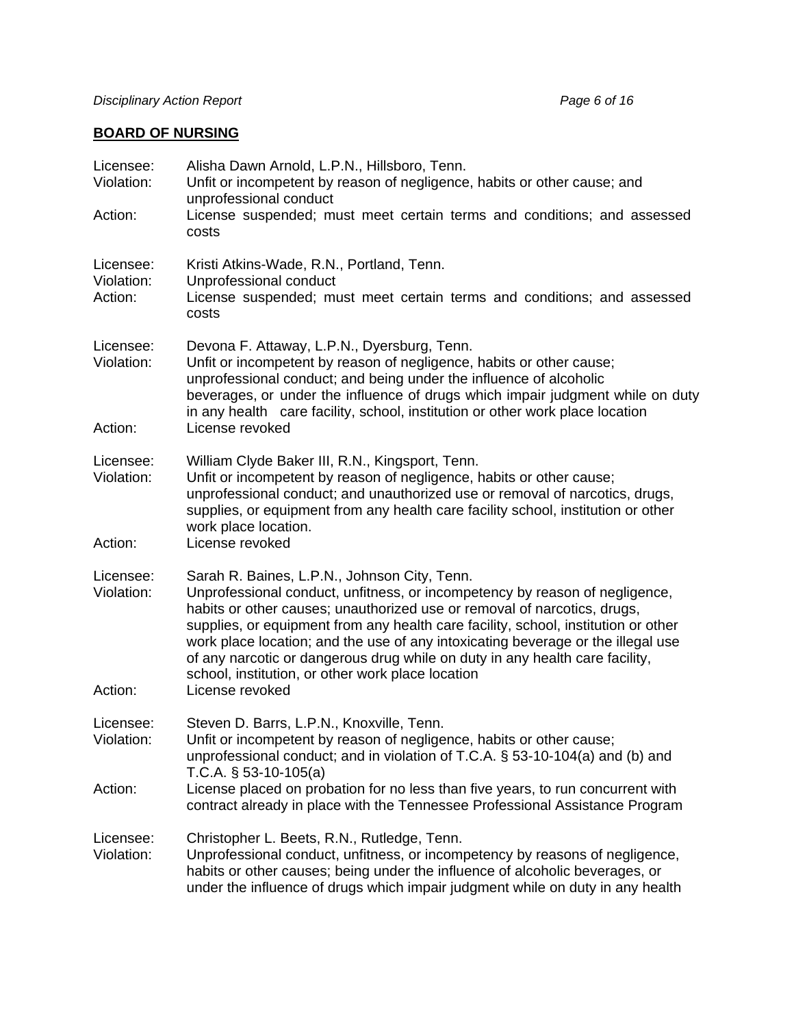## BOARD OF NURSING

Licensee: Alisha Dawn Arnold, L.P.N., Hillsboro, Tenn.
Violation: Unfit or incompetent by reason of negligence, habits or other cause; and unprofessional conduct
Action: License suspended; must meet certain terms and conditions; and assessed costs

Licensee: Kristi Atkins-Wade, R.N., Portland, Tenn.
Violation: Unprofessional conduct
Action: License suspended; must meet certain terms and conditions; and assessed costs

Licensee: Devona F. Attaway, L.P.N., Dyersburg, Tenn.
Violation: Unfit or incompetent by reason of negligence, habits or other cause; unprofessional conduct; and being under the influence of alcoholic beverages, or under the influence of drugs which impair judgment while on duty in any health care facility, school, institution or other work place location
Action: License revoked

Licensee: William Clyde Baker III, R.N., Kingsport, Tenn.
Violation: Unfit or incompetent by reason of negligence, habits or other cause; unprofessional conduct; and unauthorized use or removal of narcotics, drugs, supplies, or equipment from any health care facility school, institution or other work place location.
Action: License revoked

Licensee: Sarah R. Baines, L.P.N., Johnson City, Tenn.
Violation: Unprofessional conduct, unfitness, or incompetency by reason of negligence, habits or other causes; unauthorized use or removal of narcotics, drugs, supplies, or equipment from any health care facility, school, institution or other work place location; and the use of any intoxicating beverage or the illegal use of any narcotic or dangerous drug while on duty in any health care facility, school, institution, or other work place location
Action: License revoked

Licensee: Steven D. Barrs, L.P.N., Knoxville, Tenn.
Violation: Unfit or incompetent by reason of negligence, habits or other cause; unprofessional conduct; and in violation of T.C.A. § 53-10-104(a) and (b) and T.C.A. § 53-10-105(a)
Action: License placed on probation for no less than five years, to run concurrent with contract already in place with the Tennessee Professional Assistance Program

Licensee: Christopher L. Beets, R.N., Rutledge, Tenn.
Violation: Unprofessional conduct, unfitness, or incompetency by reasons of negligence, habits or other causes; being under the influence of alcoholic beverages, or under the influence of drugs which impair judgment while on duty in any health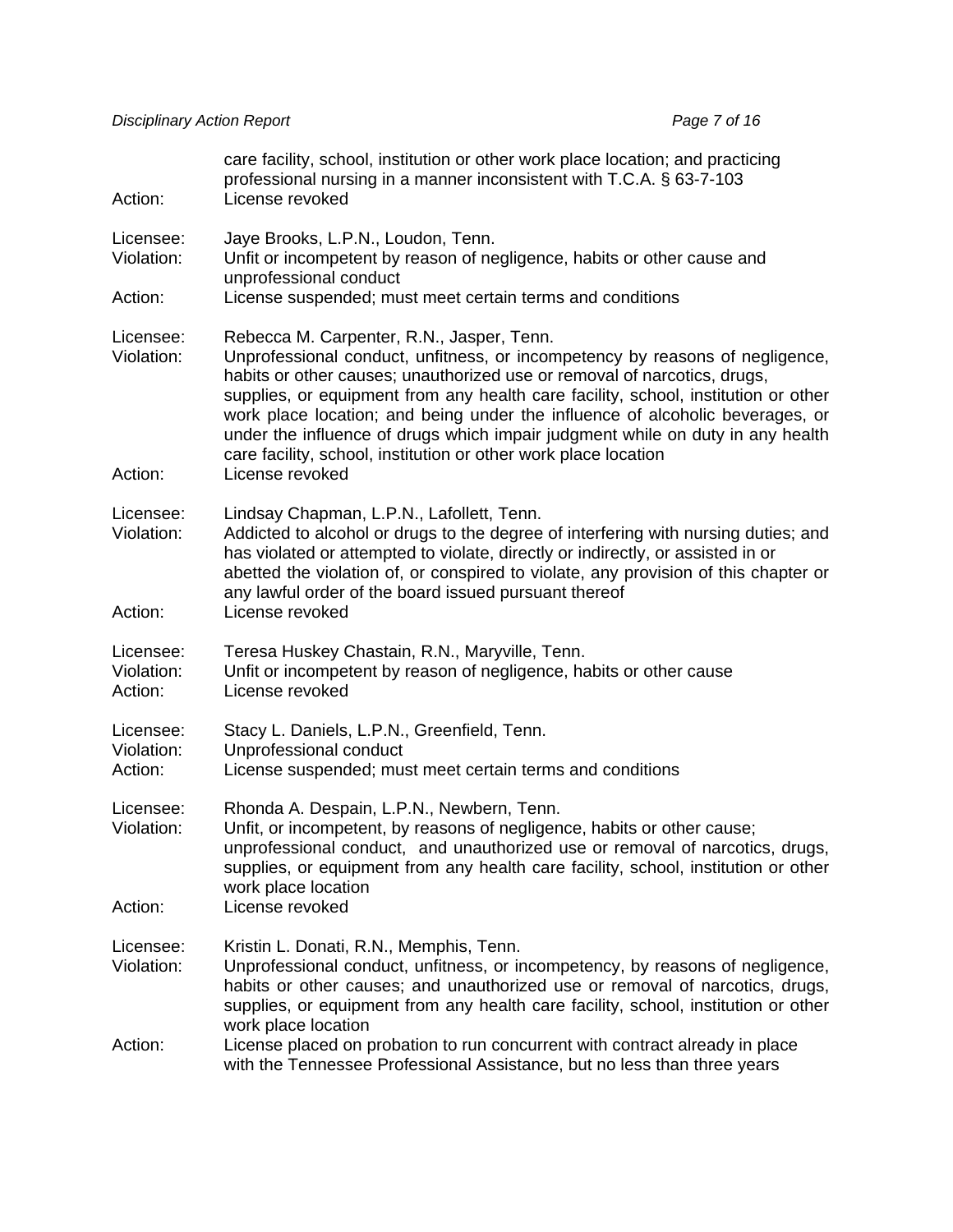| | |
|---|---|
| | care facility, school, institution or other work place location; and practicing professional nursing in a manner inconsistent with T.C.A. § 63-7-103 |
| Action: | License revoked |

| | |
|---|---|
| Licensee: | Jaye Brooks, L.P.N., Loudon, Tenn. |
| Violation: | Unfit or incompetent by reason of negligence, habits or other cause and unprofessional conduct |
| Action: | License suspended; must meet certain terms and conditions |

| | |
|---|---|
| Licensee: | Rebecca M. Carpenter, R.N., Jasper, Tenn. |
| Violation: | Unprofessional conduct, unfitness, or incompetency by reasons of negligence, habits or other causes; unauthorized use or removal of narcotics, drugs, supplies, or equipment from any health care facility, school, institution or other work place location; and being under the influence of alcoholic beverages, or under the influence of drugs which impair judgment while on duty in any health care facility, school, institution or other work place location |
| Action: | License revoked |

| | |
|---|---|
| Licensee: | Lindsay Chapman, L.P.N., Lafollett, Tenn. |
| Violation: | Addicted to alcohol or drugs to the degree of interfering with nursing duties; and has violated or attempted to violate, directly or indirectly, or assisted in or abetted the violation of, or conspired to violate, any provision of this chapter or any lawful order of the board issued pursuant thereof |
| Action: | License revoked |

| | |
|---|---|
| Licensee: | Teresa Huskey Chastain, R.N., Maryville, Tenn. |
| Violation: | Unfit or incompetent by reason of negligence, habits or other cause |
| Action: | License revoked |

| | |
|---|---|
| Licensee: | Stacy L. Daniels, L.P.N., Greenfield, Tenn. |
| Violation: | Unprofessional conduct |
| Action: | License suspended; must meet certain terms and conditions |

| | |
|---|---|
| Licensee: | Rhonda A. Despain, L.P.N., Newbern, Tenn. |
| Violation: | Unfit, or incompetent, by reasons of negligence, habits or other cause; unprofessional conduct, and unauthorized use or removal of narcotics, drugs, supplies, or equipment from any health care facility, school, institution or other work place location |
| Action: | License revoked |

| | |
|---|---|
| Licensee: | Kristin L. Donati, R.N., Memphis, Tenn. |
| Violation: | Unprofessional conduct, unfitness, or incompetency, by reasons of negligence, habits or other causes; and unauthorized use or removal of narcotics, drugs, supplies, or equipment from any health care facility, school, institution or other work place location |
| Action: | License placed on probation to run concurrent with contract already in place with the Tennessee Professional Assistance, but no less than three years |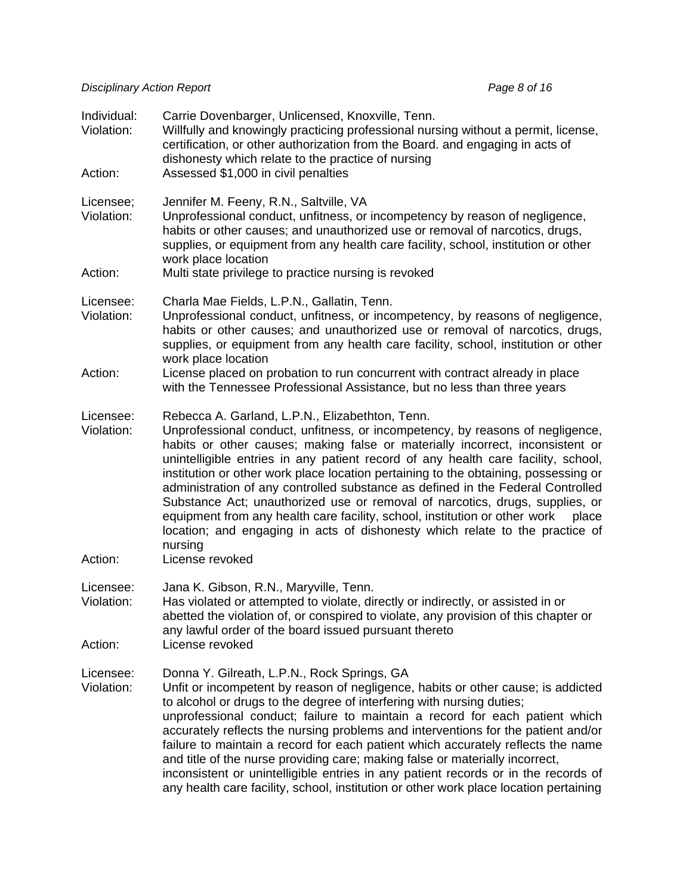Individual: Carrie Dovenbarger, Unlicensed, Knoxville, Tenn.
Violation: Willfully and knowingly practicing professional nursing without a permit, license, certification, or other authorization from the Board. and engaging in acts of dishonesty which relate to the practice of nursing
Action: Assessed $1,000 in civil penalties

Licensee; Jennifer M. Feeny, R.N., Saltville, VA
Violation: Unprofessional conduct, unfitness, or incompetency by reason of negligence, habits or other causes; and unauthorized use or removal of narcotics, drugs, supplies, or equipment from any health care facility, school, institution or other work place location
Action: Multi state privilege to practice nursing is revoked

Licensee: Charla Mae Fields, L.P.N., Gallatin, Tenn.
Violation: Unprofessional conduct, unfitness, or incompetency, by reasons of negligence, habits or other causes; and unauthorized use or removal of narcotics, drugs, supplies, or equipment from any health care facility, school, institution or other work place location
Action: License placed on probation to run concurrent with contract already in place with the Tennessee Professional Assistance, but no less than three years

Licensee: Rebecca A. Garland, L.P.N., Elizabethton, Tenn.
Violation: Unprofessional conduct, unfitness, or incompetency, by reasons of negligence, habits or other causes; making false or materially incorrect, inconsistent or unintelligible entries in any patient record of any health care facility, school, institution or other work place location pertaining to the obtaining, possessing or administration of any controlled substance as defined in the Federal Controlled Substance Act; unauthorized use or removal of narcotics, drugs, supplies, or equipment from any health care facility, school, institution or other work place location; and engaging in acts of dishonesty which relate to the practice of nursing
Action: License revoked

Licensee: Jana K. Gibson, R.N., Maryville, Tenn.
Violation: Has violated or attempted to violate, directly or indirectly, or assisted in or abetted the violation of, or conspired to violate, any provision of this chapter or any lawful order of the board issued pursuant thereto
Action: License revoked

Licensee: Donna Y. Gilreath, L.P.N., Rock Springs, GA
Violation: Unfit or incompetent by reason of negligence, habits or other cause; is addicted to alcohol or drugs to the degree of interfering with nursing duties; unprofessional conduct; failure to maintain a record for each patient which accurately reflects the nursing problems and interventions for the patient and/or failure to maintain a record for each patient which accurately reflects the name and title of the nurse providing care; making false or materially incorrect, inconsistent or unintelligible entries in any patient records or in the records of any health care facility, school, institution or other work place location pertaining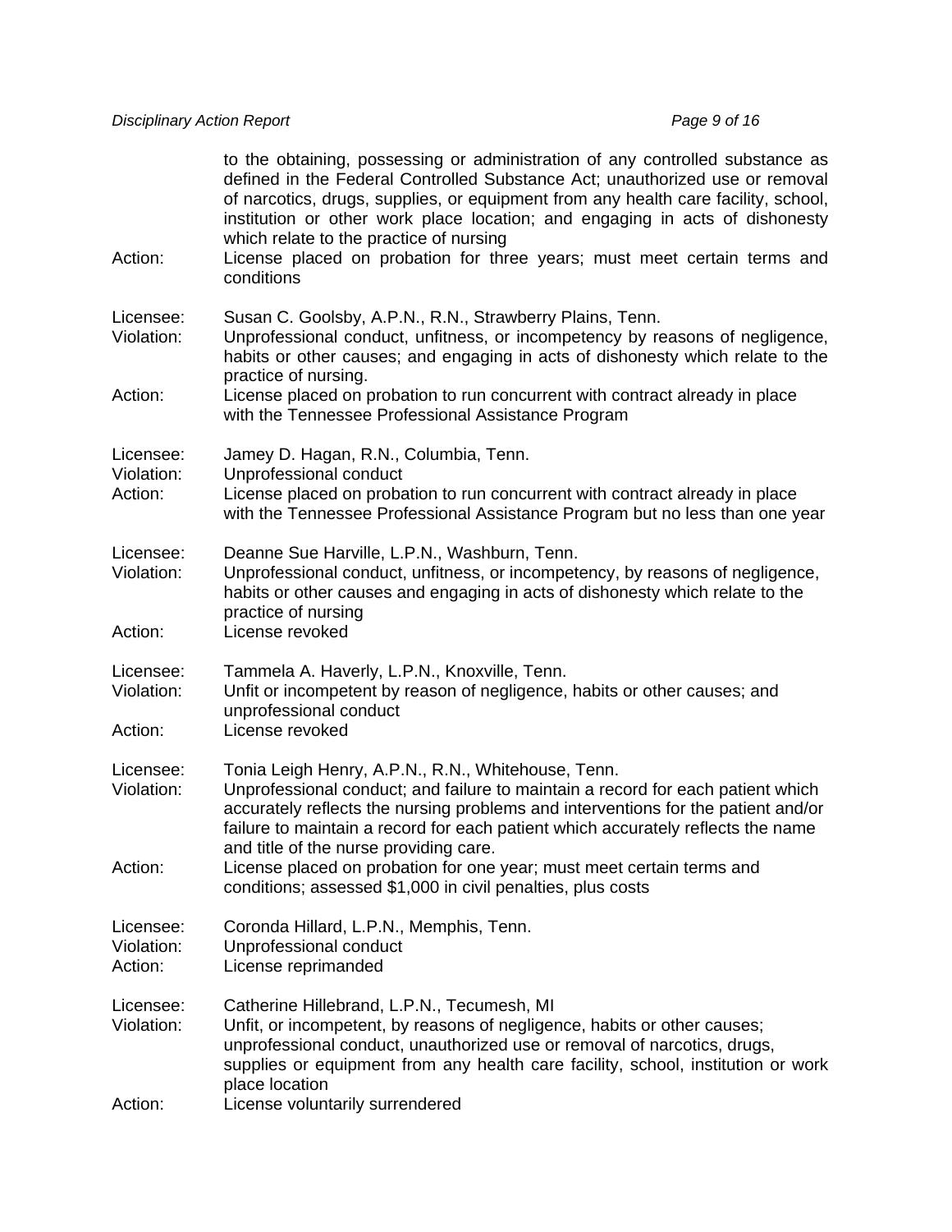to the obtaining, possessing or administration of any controlled substance as defined in the Federal Controlled Substance Act; unauthorized use or removal of narcotics, drugs, supplies, or equipment from any health care facility, school, institution or other work place location; and engaging in acts of dishonesty which relate to the practice of nursing

Action: License placed on probation for three years; must meet certain terms and conditions

Licensee: Susan C. Goolsby, A.P.N., R.N., Strawberry Plains, Tenn.
Violation: Unprofessional conduct, unfitness, or incompetency by reasons of negligence, habits or other causes; and engaging in acts of dishonesty which relate to the practice of nursing.
Action: License placed on probation to run concurrent with contract already in place with the Tennessee Professional Assistance Program

Licensee: Jamey D. Hagan, R.N., Columbia, Tenn.
Violation: Unprofessional conduct
Action: License placed on probation to run concurrent with contract already in place with the Tennessee Professional Assistance Program but no less than one year

Licensee: Deanne Sue Harville, L.P.N., Washburn, Tenn.
Violation: Unprofessional conduct, unfitness, or incompetency, by reasons of negligence, habits or other causes and engaging in acts of dishonesty which relate to the practice of nursing
Action: License revoked

Licensee: Tammela A. Haverly, L.P.N., Knoxville, Tenn.
Violation: Unfit or incompetent by reason of negligence, habits or other causes; and unprofessional conduct
Action: License revoked

Licensee: Tonia Leigh Henry, A.P.N., R.N., Whitehouse, Tenn.
Violation: Unprofessional conduct; and failure to maintain a record for each patient which accurately reflects the nursing problems and interventions for the patient and/or failure to maintain a record for each patient which accurately reflects the name and title of the nurse providing care.
Action: License placed on probation for one year; must meet certain terms and conditions; assessed $1,000 in civil penalties, plus costs

Licensee: Coronda Hillard, L.P.N., Memphis, Tenn.
Violation: Unprofessional conduct
Action: License reprimanded

Licensee: Catherine Hillebrand, L.P.N., Tecumesh, MI
Violation: Unfit, or incompetent, by reasons of negligence, habits or other causes; unprofessional conduct, unauthorized use or removal of narcotics, drugs, supplies or equipment from any health care facility, school, institution or work place location
Action: License voluntarily surrendered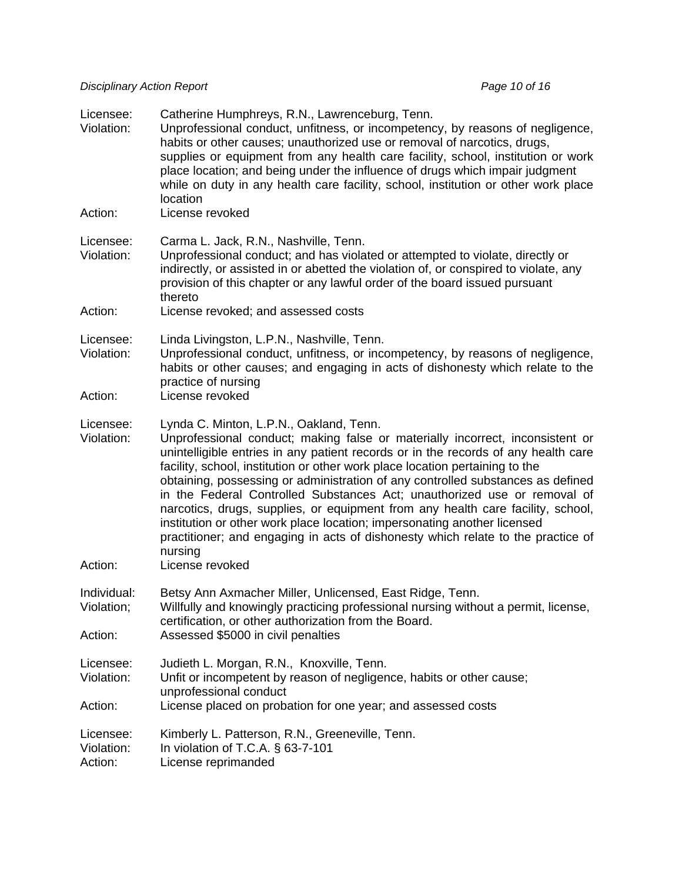Licensee: Catherine Humphreys, R.N., Lawrenceburg, Tenn.
Violation: Unprofessional conduct, unfitness, or incompetency, by reasons of negligence, habits or other causes; unauthorized use or removal of narcotics, drugs, supplies or equipment from any health care facility, school, institution or work place location; and being under the influence of drugs which impair judgment while on duty in any health care facility, school, institution or other work place location
Action: License revoked

Licensee: Carma L. Jack, R.N., Nashville, Tenn.
Violation: Unprofessional conduct; and has violated or attempted to violate, directly or indirectly, or assisted in or abetted the violation of, or conspired to violate, any provision of this chapter or any lawful order of the board issued pursuant thereto
Action: License revoked; and assessed costs

Licensee: Linda Livingston, L.P.N., Nashville, Tenn.
Violation: Unprofessional conduct, unfitness, or incompetency, by reasons of negligence, habits or other causes; and engaging in acts of dishonesty which relate to the practice of nursing
Action: License revoked

Licensee: Lynda C. Minton, L.P.N., Oakland, Tenn.
Violation: Unprofessional conduct; making false or materially incorrect, inconsistent or unintelligible entries in any patient records or in the records of any health care facility, school, institution or other work place location pertaining to the obtaining, possessing or administration of any controlled substances as defined in the Federal Controlled Substances Act; unauthorized use or removal of narcotics, drugs, supplies, or equipment from any health care facility, school, institution or other work place location; impersonating another licensed practitioner; and engaging in acts of dishonesty which relate to the practice of nursing
Action: License revoked

Individual: Betsy Ann Axmacher Miller, Unlicensed, East Ridge, Tenn.
Violation; Willfully and knowingly practicing professional nursing without a permit, license, certification, or other authorization from the Board.
Action: Assessed $5000 in civil penalties

Licensee: Judieth L. Morgan, R.N., Knoxville, Tenn.
Violation: Unfit or incompetent by reason of negligence, habits or other cause; unprofessional conduct
Action: License placed on probation for one year; and assessed costs

Licensee: Kimberly L. Patterson, R.N., Greeneville, Tenn.
Violation: In violation of T.C.A. § 63-7-101
Action: License reprimanded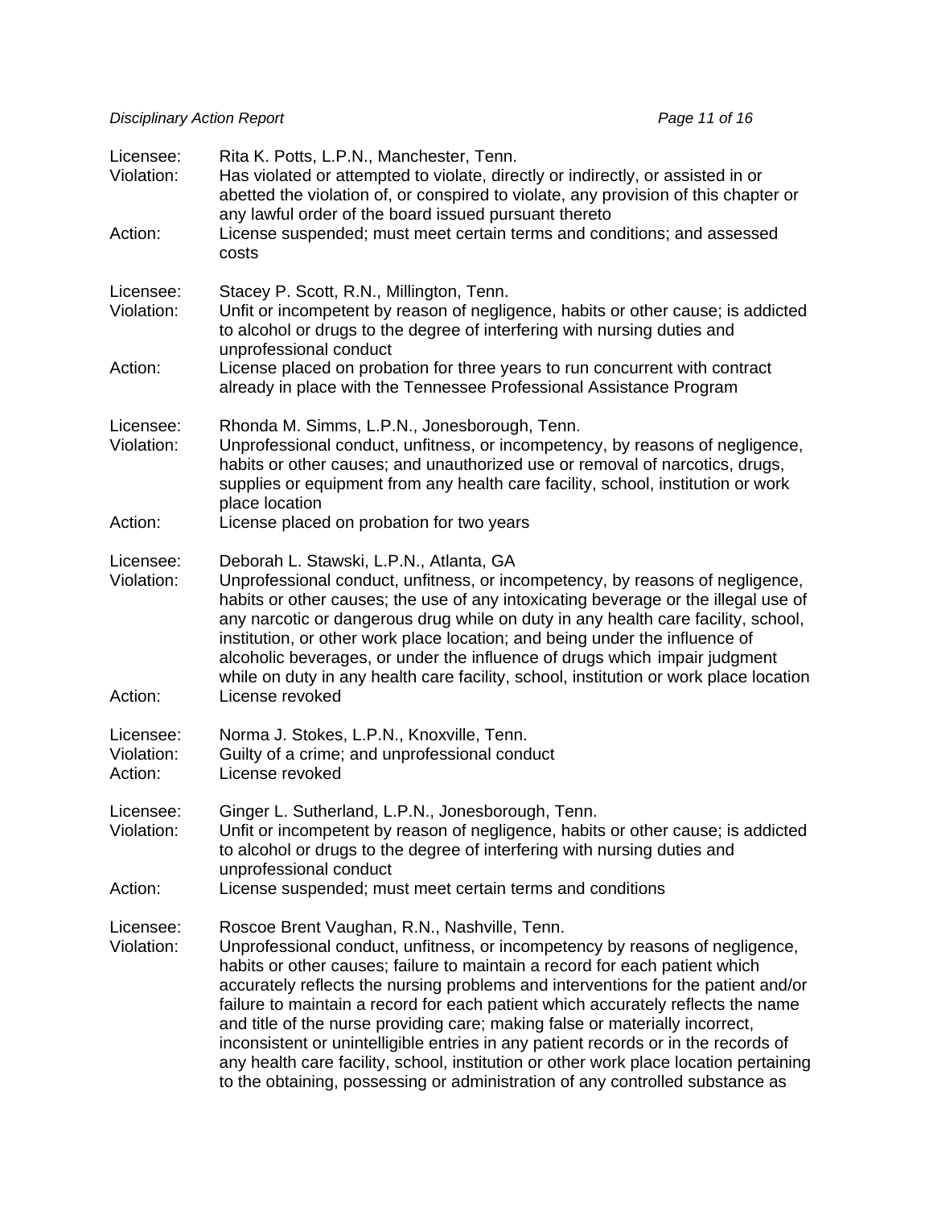Licensee: Rita K. Potts, L.P.N., Manchester, Tenn.
Violation: Has violated or attempted to violate, directly or indirectly, or assisted in or abetted the violation of, or conspired to violate, any provision of this chapter or any lawful order of the board issued pursuant thereto
Action: License suspended; must meet certain terms and conditions; and assessed costs

Licensee: Stacey P. Scott, R.N., Millington, Tenn.
Violation: Unfit or incompetent by reason of negligence, habits or other cause; is addicted to alcohol or drugs to the degree of interfering with nursing duties and unprofessional conduct
Action: License placed on probation for three years to run concurrent with contract already in place with the Tennessee Professional Assistance Program

Licensee: Rhonda M. Simms, L.P.N., Jonesborough, Tenn.
Violation: Unprofessional conduct, unfitness, or incompetency, by reasons of negligence, habits or other causes; and unauthorized use or removal of narcotics, drugs, supplies or equipment from any health care facility, school, institution or work place location
Action: License placed on probation for two years

Licensee: Deborah L. Stawski, L.P.N., Atlanta, GA
Violation: Unprofessional conduct, unfitness, or incompetency, by reasons of negligence, habits or other causes; the use of any intoxicating beverage or the illegal use of any narcotic or dangerous drug while on duty in any health care facility, school, institution, or other work place location; and being under the influence of alcoholic beverages, or under the influence of drugs which impair judgment while on duty in any health care facility, school, institution or work place location
Action: License revoked

Licensee: Norma J. Stokes, L.P.N., Knoxville, Tenn.
Violation: Guilty of a crime; and unprofessional conduct
Action: License revoked

Licensee: Ginger L. Sutherland, L.P.N., Jonesborough, Tenn.
Violation: Unfit or incompetent by reason of negligence, habits or other cause; is addicted to alcohol or drugs to the degree of interfering with nursing duties and unprofessional conduct
Action: License suspended; must meet certain terms and conditions

Licensee: Roscoe Brent Vaughan, R.N., Nashville, Tenn.
Violation: Unprofessional conduct, unfitness, or incompetency by reasons of negligence, habits or other causes; failure to maintain a record for each patient which accurately reflects the nursing problems and interventions for the patient and/or failure to maintain a record for each patient which accurately reflects the name and title of the nurse providing care; making false or materially incorrect, inconsistent or unintelligible entries in any patient records or in the records of any health care facility, school, institution or other work place location pertaining to the obtaining, possessing or administration of any controlled substance as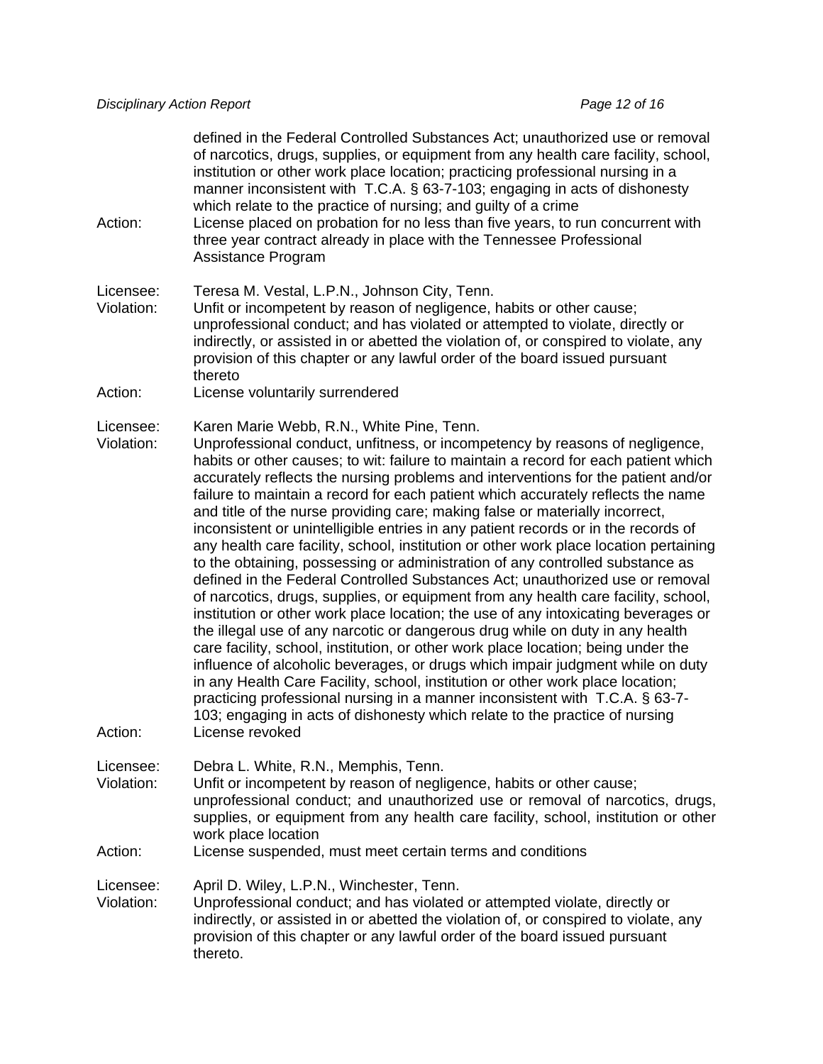defined in the Federal Controlled Substances Act; unauthorized use or removal of narcotics, drugs, supplies, or equipment from any health care facility, school, institution or other work place location; practicing professional nursing in a manner inconsistent with T.C.A. § 63-7-103; engaging in acts of dishonesty which relate to the practice of nursing; and guilty of a crime

Action: License placed on probation for no less than five years, to run concurrent with three year contract already in place with the Tennessee Professional Assistance Program

Licensee: Teresa M. Vestal, L.P.N., Johnson City, Tenn.

Violation: Unfit or incompetent by reason of negligence, habits or other cause; unprofessional conduct; and has violated or attempted to violate, directly or indirectly, or assisted in or abetted the violation of, or conspired to violate, any provision of this chapter or any lawful order of the board issued pursuant thereto

Action: License voluntarily surrendered

Licensee: Karen Marie Webb, R.N., White Pine, Tenn.

Violation: Unprofessional conduct, unfitness, or incompetency by reasons of negligence, habits or other causes; to wit: failure to maintain a record for each patient which accurately reflects the nursing problems and interventions for the patient and/or failure to maintain a record for each patient which accurately reflects the name and title of the nurse providing care; making false or materially incorrect, inconsistent or unintelligible entries in any patient records or in the records of any health care facility, school, institution or other work place location pertaining to the obtaining, possessing or administration of any controlled substance as defined in the Federal Controlled Substances Act; unauthorized use or removal of narcotics, drugs, supplies, or equipment from any health care facility, school, institution or other work place location; the use of any intoxicating beverages or the illegal use of any narcotic or dangerous drug while on duty in any health care facility, school, institution, or other work place location; being under the influence of alcoholic beverages, or drugs which impair judgment while on duty in any Health Care Facility, school, institution or other work place location; practicing professional nursing in a manner inconsistent with T.C.A. § 63-7-103; engaging in acts of dishonesty which relate to the practice of nursing

Action: License revoked

Licensee: Debra L. White, R.N., Memphis, Tenn.

Violation: Unfit or incompetent by reason of negligence, habits or other cause; unprofessional conduct; and unauthorized use or removal of narcotics, drugs, supplies, or equipment from any health care facility, school, institution or other work place location

Action: License suspended, must meet certain terms and conditions

Licensee: April D. Wiley, L.P.N., Winchester, Tenn.

Violation: Unprofessional conduct; and has violated or attempted violate, directly or indirectly, or assisted in or abetted the violation of, or conspired to violate, any provision of this chapter or any lawful order of the board issued pursuant thereto.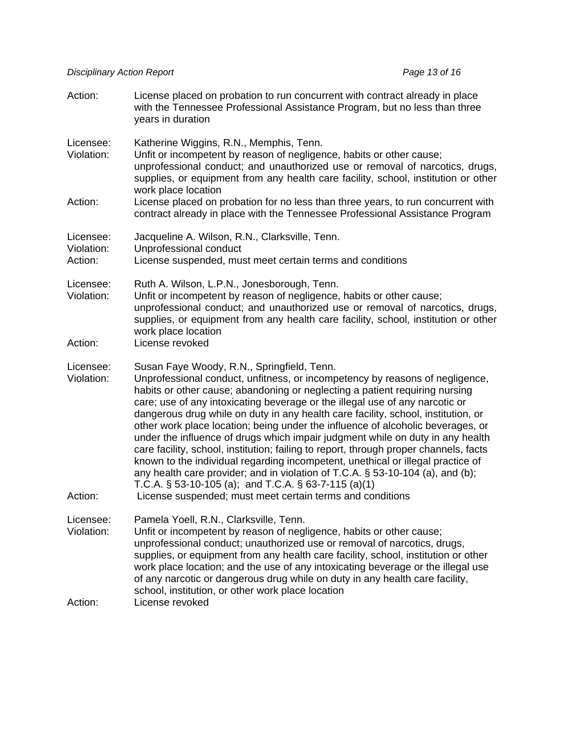Action: License placed on probation to run concurrent with contract already in place with the Tennessee Professional Assistance Program, but no less than three years in duration

Licensee: Katherine Wiggins, R.N., Memphis, Tenn.
Violation: Unfit or incompetent by reason of negligence, habits or other cause; unprofessional conduct; and unauthorized use or removal of narcotics, drugs, supplies, or equipment from any health care facility, school, institution or other work place location
Action: License placed on probation for no less than three years, to run concurrent with contract already in place with the Tennessee Professional Assistance Program

Licensee: Jacqueline A. Wilson, R.N., Clarksville, Tenn.
Violation: Unprofessional conduct
Action: License suspended, must meet certain terms and conditions

Licensee: Ruth A. Wilson, L.P.N., Jonesborough, Tenn.
Violation: Unfit or incompetent by reason of negligence, habits or other cause; unprofessional conduct; and unauthorized use or removal of narcotics, drugs, supplies, or equipment from any health care facility, school, institution or other work place location
Action: License revoked

Licensee: Susan Faye Woody, R.N., Springfield, Tenn.
Violation: Unprofessional conduct, unfitness, or incompetency by reasons of negligence, habits or other cause; abandoning or neglecting a patient requiring nursing care; use of any intoxicating beverage or the illegal use of any narcotic or dangerous drug while on duty in any health care facility, school, institution, or other work place location; being under the influence of alcoholic beverages, or under the influence of drugs which impair judgment while on duty in any health care facility, school, institution; failing to report, through proper channels, facts known to the individual regarding incompetent, unethical or illegal practice of any health care provider; and in violation of T.C.A. § 53-10-104 (a), and (b); T.C.A. § 53-10-105 (a); and T.C.A. § 63-7-115 (a)(1)
Action: License suspended; must meet certain terms and conditions

Licensee: Pamela Yoell, R.N., Clarksville, Tenn.
Violation: Unfit or incompetent by reason of negligence, habits or other cause; unprofessional conduct; unauthorized use or removal of narcotics, drugs, supplies, or equipment from any health care facility, school, institution or other work place location; and the use of any intoxicating beverage or the illegal use of any narcotic or dangerous drug while on duty in any health care facility, school, institution, or other work place location
Action: License revoked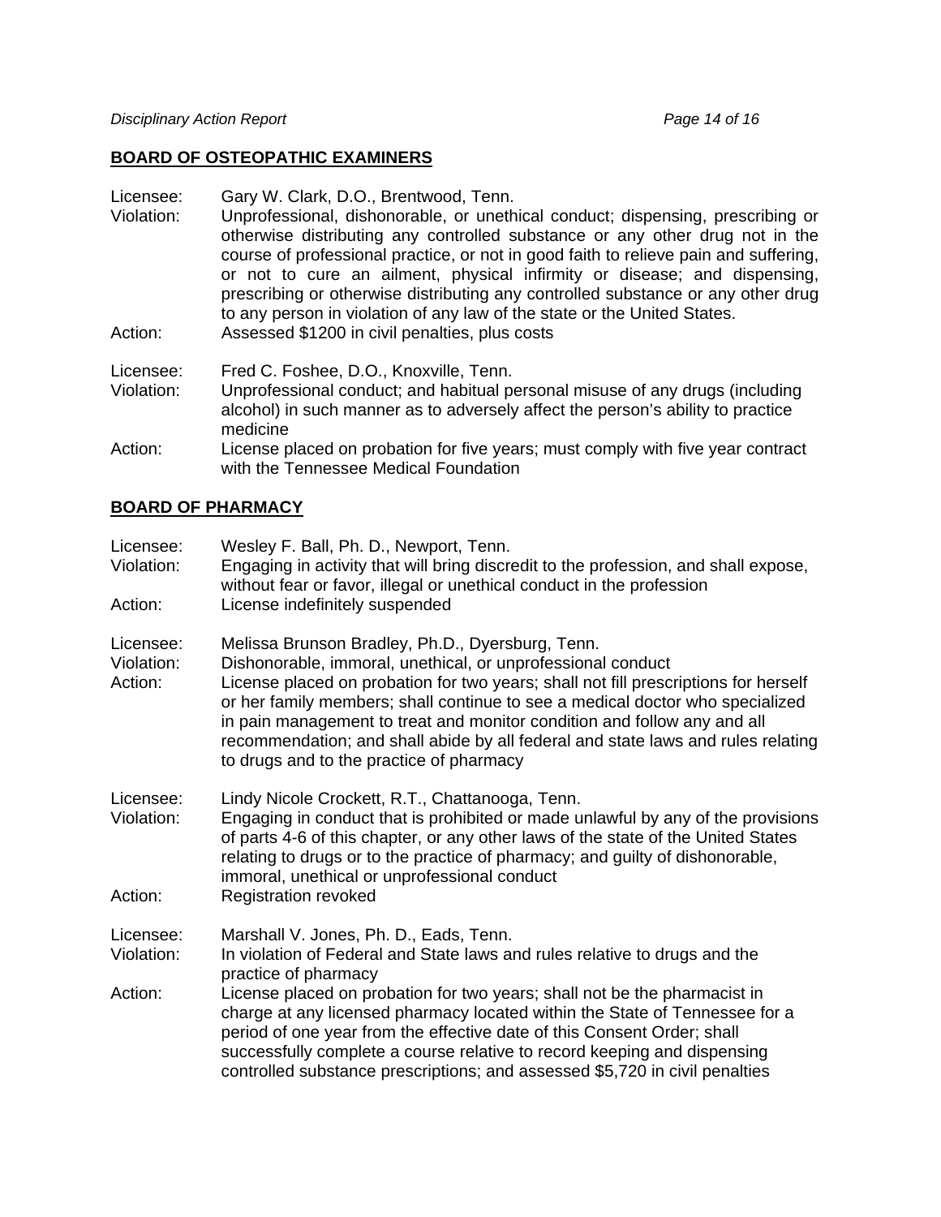## BOARD OF OSTEOPATHIC EXAMINERS

Licensee: Gary W. Clark, D.O., Brentwood, Tenn.
Violation: Unprofessional, dishonorable, or unethical conduct; dispensing, prescribing or otherwise distributing any controlled substance or any other drug not in the course of professional practice, or not in good faith to relieve pain and suffering, or not to cure an ailment, physical infirmity or disease; and dispensing, prescribing or otherwise distributing any controlled substance or any other drug to any person in violation of any law of the state or the United States.
Action: Assessed $1200 in civil penalties, plus costs

Licensee: Fred C. Foshee, D.O., Knoxville, Tenn.
Violation: Unprofessional conduct; and habitual personal misuse of any drugs (including alcohol) in such manner as to adversely affect the person's ability to practice medicine
Action: License placed on probation for five years; must comply with five year contract with the Tennessee Medical Foundation

## BOARD OF PHARMACY

Licensee: Wesley F. Ball, Ph. D., Newport, Tenn.
Violation: Engaging in activity that will bring discredit to the profession, and shall expose, without fear or favor, illegal or unethical conduct in the profession
Action: License indefinitely suspended

Licensee: Melissa Brunson Bradley, Ph.D., Dyersburg, Tenn.
Violation: Dishonorable, immoral, unethical, or unprofessional conduct
Action: License placed on probation for two years; shall not fill prescriptions for herself or her family members; shall continue to see a medical doctor who specialized in pain management to treat and monitor condition and follow any and all recommendation; and shall abide by all federal and state laws and rules relating to drugs and to the practice of pharmacy

Licensee: Lindy Nicole Crockett, R.T., Chattanooga, Tenn.
Violation: Engaging in conduct that is prohibited or made unlawful by any of the provisions of parts 4-6 of this chapter, or any other laws of the state of the United States relating to drugs or to the practice of pharmacy; and guilty of dishonorable, immoral, unethical or unprofessional conduct
Action: Registration revoked

Licensee: Marshall V. Jones, Ph. D., Eads, Tenn.
Violation: In violation of Federal and State laws and rules relative to drugs and the practice of pharmacy
Action: License placed on probation for two years; shall not be the pharmacist in charge at any licensed pharmacy located within the State of Tennessee for a period of one year from the effective date of this Consent Order; shall successfully complete a course relative to record keeping and dispensing controlled substance prescriptions; and assessed $5,720 in civil penalties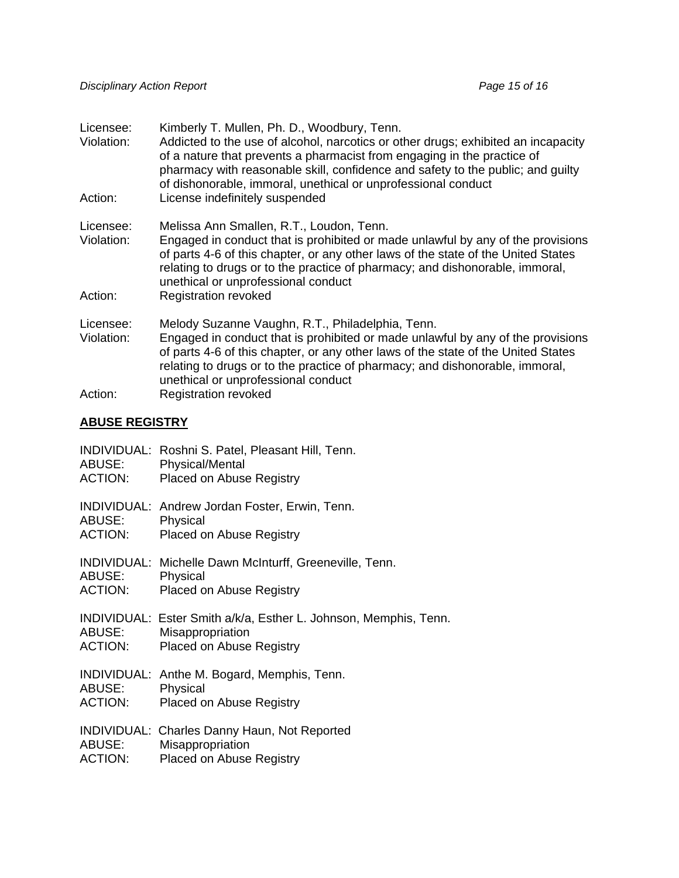Licensee: Kimberly T. Mullen, Ph. D., Woodbury, Tenn.
Violation: Addicted to the use of alcohol, narcotics or other drugs; exhibited an incapacity of a nature that prevents a pharmacist from engaging in the practice of pharmacy with reasonable skill, confidence and safety to the public; and guilty of dishonorable, immoral, unethical or unprofessional conduct
Action: License indefinitely suspended

Licensee: Melissa Ann Smallen, R.T., Loudon, Tenn.
Violation: Engaged in conduct that is prohibited or made unlawful by any of the provisions of parts 4-6 of this chapter, or any other laws of the state of the United States relating to drugs or to the practice of pharmacy; and dishonorable, immoral, unethical or unprofessional conduct
Action: Registration revoked

Licensee: Melody Suzanne Vaughn, R.T., Philadelphia, Tenn.
Violation: Engaged in conduct that is prohibited or made unlawful by any of the provisions of parts 4-6 of this chapter, or any other laws of the state of the United States relating to drugs or to the practice of pharmacy; and dishonorable, immoral, unethical or unprofessional conduct
Action: Registration revoked

## ABUSE REGISTRY

INDIVIDUAL: Roshni S. Patel, Pleasant Hill, Tenn.
ABUSE: Physical/Mental
ACTION: Placed on Abuse Registry

INDIVIDUAL: Andrew Jordan Foster, Erwin, Tenn.
ABUSE: Physical
ACTION: Placed on Abuse Registry

INDIVIDUAL: Michelle Dawn McInturff, Greeneville, Tenn.
ABUSE: Physical
ACTION: Placed on Abuse Registry

INDIVIDUAL: Ester Smith a/k/a, Esther L. Johnson, Memphis, Tenn.
ABUSE: Misappropriation
ACTION: Placed on Abuse Registry

INDIVIDUAL: Anthe M. Bogard, Memphis, Tenn.
ABUSE: Physical
ACTION: Placed on Abuse Registry

INDIVIDUAL: Charles Danny Haun, Not Reported
ABUSE: Misappropriation
ACTION: Placed on Abuse Registry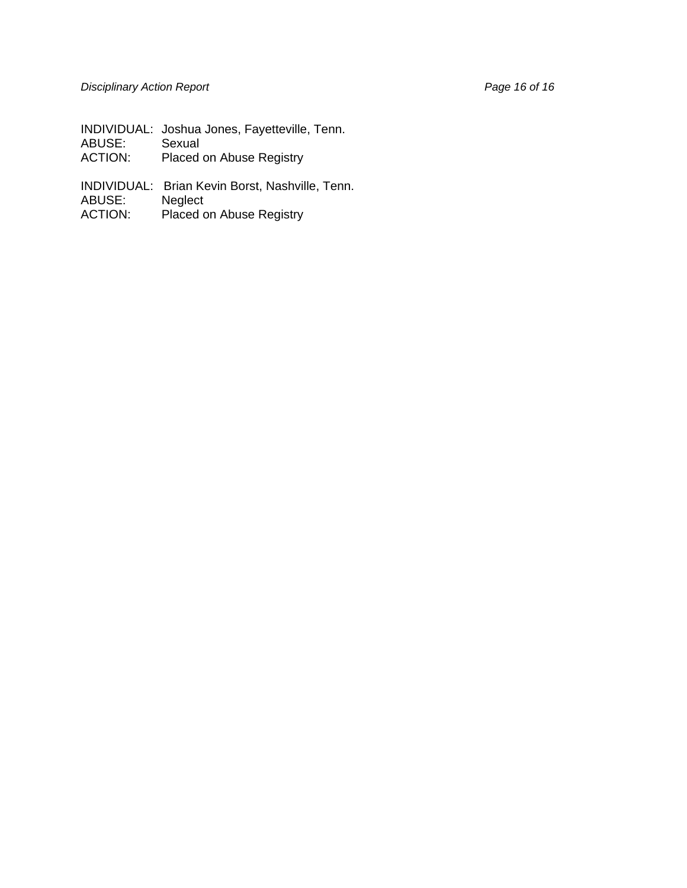INDIVIDUAL: Joshua Jones, Fayetteville, Tenn.
ABUSE: Sexual
ACTION: Placed on Abuse Registry

INDIVIDUAL: Brian Kevin Borst, Nashville, Tenn.
ABUSE: Neglect
ACTION: Placed on Abuse Registry